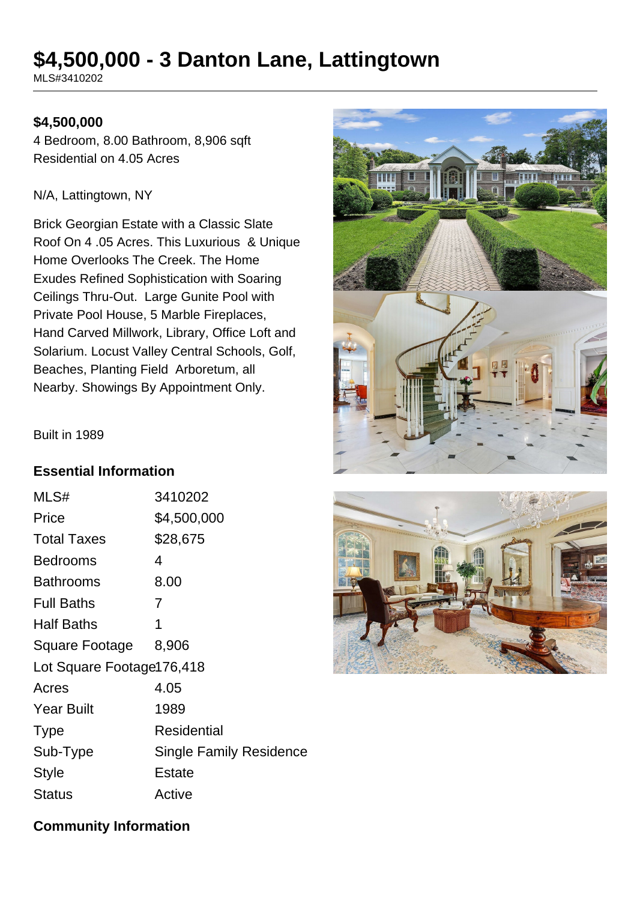# $4,500,000 - 3 Danton Lane, Lattingtown

MLS#3410202

**$4,500,000**

4 Bedroom, 8.00 Bathroom, 8,906 sqft
Residential on 4.05 Acres

N/A, Lattingtown, NY

Brick Georgian Estate with a Classic Slate Roof On 4 .05 Acres. This Luxurious & Unique Home Overlooks The Creek. The Home Exudes Refined Sophistication with Soaring Ceilings Thru-Out. Large Gunite Pool with Private Pool House, 5 Marble Fireplaces, Hand Carved Millwork, Library, Office Loft and Solarium. Locust Valley Central Schools, Golf, Beaches, Planting Field Arboretum, all Nearby. Showings By Appointment Only.

Built in 1989

## Essential Information

| | |
|---|---|
| MLS# | 3410202 |
| Price | $4,500,000 |
| Total Taxes | $28,675 |
| Bedrooms | 4 |
| Bathrooms | 8.00 |
| Full Baths | 7 |
| Half Baths | 1 |
| Square Footage | 8,906 |
| Lot Square Footage | 176,418 |
| Acres | 4.05 |
| Year Built | 1989 |
| Type | Residential |
| Sub-Type | Single Family Residence |
| Style | Estate |
| Status | Active |

## Community Information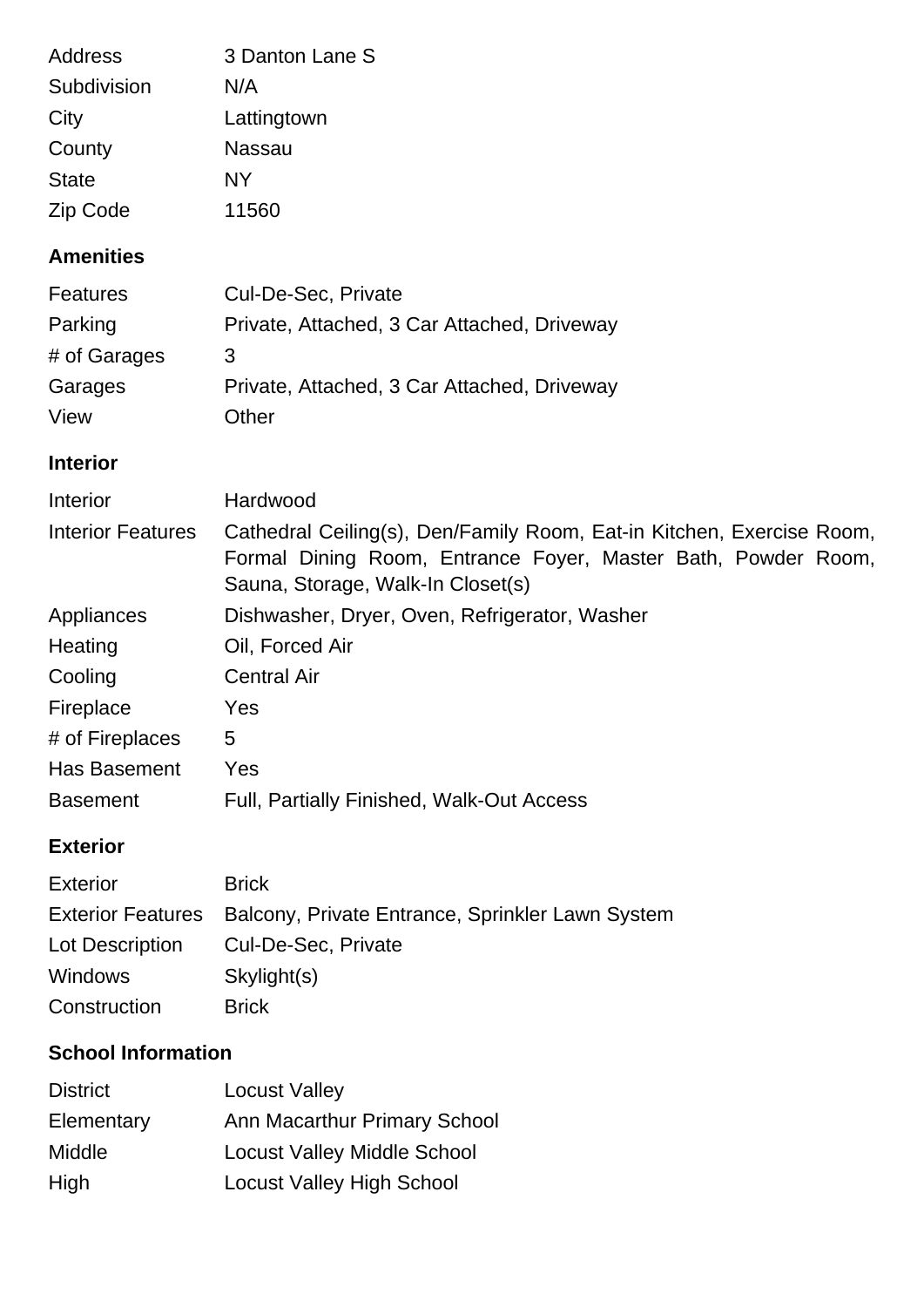| | |
|---|---|
| Address | 3 Danton Lane S |
| Subdivision | N/A |
| City | Lattingtown |
| County | Nassau |
| State | NY |
| Zip Code | 11560 |

### Amenities

| | |
|---|---|
| Features | Cul-De-Sec, Private |
| Parking | Private, Attached, 3 Car Attached, Driveway |
| # of Garages | 3 |
| Garages | Private, Attached, 3 Car Attached, Driveway |
| View | Other |

### Interior

| | |
|---|---|
| Interior | Hardwood |
| Interior Features | Cathedral Ceiling(s), Den/Family Room, Eat-in Kitchen, Exercise Room, Formal Dining Room, Entrance Foyer, Master Bath, Powder Room, Sauna, Storage, Walk-In Closet(s) |
| Appliances | Dishwasher, Dryer, Oven, Refrigerator, Washer |
| Heating | Oil, Forced Air |
| Cooling | Central Air |
| Fireplace | Yes |
| # of Fireplaces | 5 |
| Has Basement | Yes |
| Basement | Full, Partially Finished, Walk-Out Access |

### Exterior

| | |
|---|---|
| Exterior | Brick |
| Exterior Features | Balcony, Private Entrance, Sprinkler Lawn System |
| Lot Description | Cul-De-Sec, Private |
| Windows | Skylight(s) |
| Construction | Brick |

### School Information

| | |
|---|---|
| District | Locust Valley |
| Elementary | Ann Macarthur Primary School |
| Middle | Locust Valley Middle School |
| High | Locust Valley High School |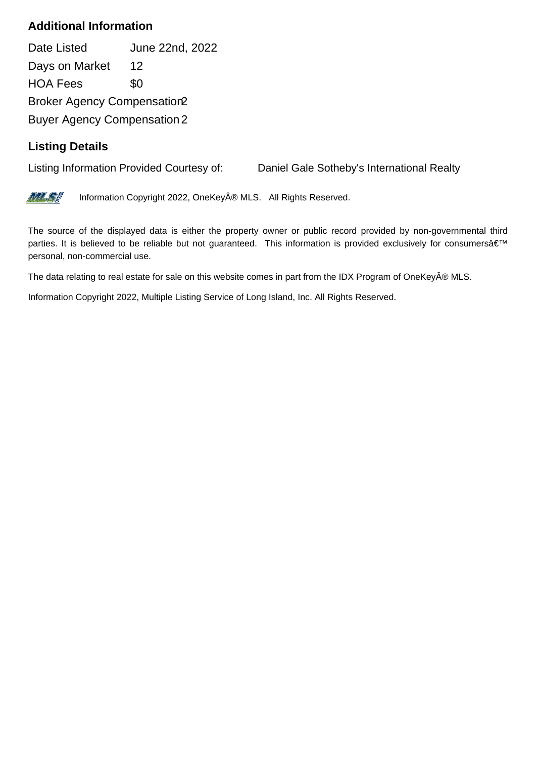## Additional Information

| | |
|---|---|
| Date Listed | June 22nd, 2022 |
| Days on Market | 12 |
| HOA Fees | $0 |
| Broker Agency Compensation | 2 |
| Buyer Agency Compensation | 2 |

## Listing Details

Listing Information Provided Courtesy of: Daniel Gale Sotheby's International Realty

Information Copyright 2022, OneKeyÂ® MLS. All Rights Reserved.

The source of the displayed data is either the property owner or public record provided by non-governmental third parties. It is believed to be reliable but not guaranteed. This information is provided exclusively for consumersâ€™ personal, non-commercial use.

The data relating to real estate for sale on this website comes in part from the IDX Program of OneKeyÂ® MLS.

Information Copyright 2022, Multiple Listing Service of Long Island, Inc. All Rights Reserved.